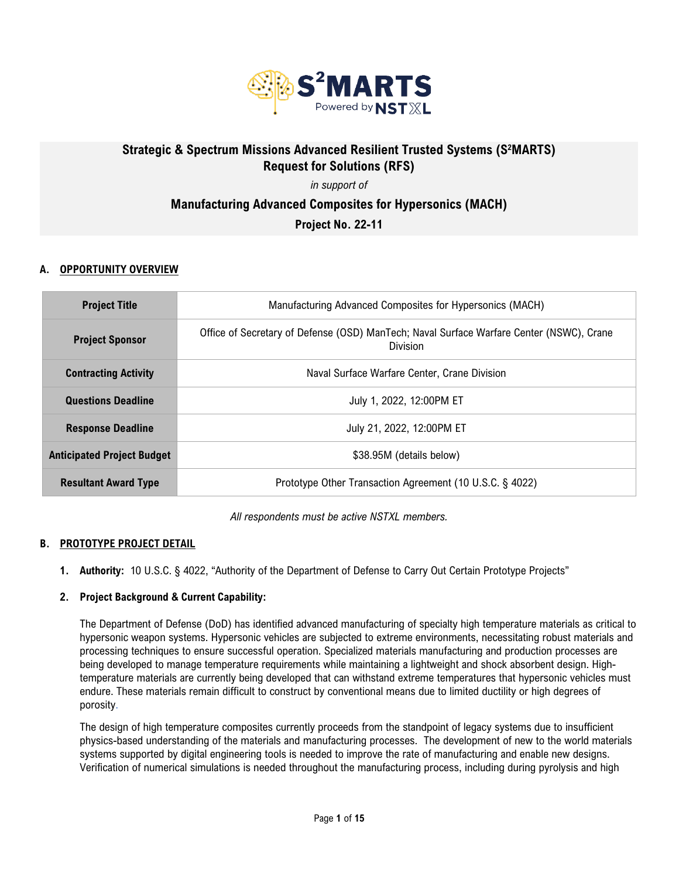# Strategic & Spectrum Missions Advanced Resilient Trusted Systems (S²MARTS) Request for Solutions (RFS)

*in support of*

## Manufacturing Advanced Composites for Hypersonics (MACH)

**Project No. 22-11**

### A. OPPORTUNITY OVERVIEW

| | |
|---|---|
| **Project Title** | Manufacturing Advanced Composites for Hypersonics (MACH) |
| **Project Sponsor** | Office of Secretary of Defense (OSD) ManTech; Naval Surface Warfare Center (NSWC), Crane Division |
| **Contracting Activity** | Naval Surface Warfare Center, Crane Division |
| **Questions Deadline** | July 1, 2022, 12:00PM ET |
| **Response Deadline** | July 21, 2022, 12:00PM ET |
| **Anticipated Project Budget** | $38.95M (details below) |
| **Resultant Award Type** | Prototype Other Transaction Agreement (10 U.S.C. § 4022) |

*All respondents must be active NSTXL members.*

### B. PROTOTYPE PROJECT DETAIL

1. **Authority:** 10 U.S.C. § 4022, "Authority of the Department of Defense to Carry Out Certain Prototype Projects"

2. **Project Background & Current Capability:**

   The Department of Defense (DoD) has identified advanced manufacturing of specialty high temperature materials as critical to hypersonic weapon systems. Hypersonic vehicles are subjected to extreme environments, necessitating robust materials and processing techniques to ensure successful operation. Specialized materials manufacturing and production processes are being developed to manage temperature requirements while maintaining a lightweight and shock absorbent design. High-temperature materials are currently being developed that can withstand extreme temperatures that hypersonic vehicles must endure. These materials remain difficult to construct by conventional means due to limited ductility or high degrees of porosity.

   The design of high temperature composites currently proceeds from the standpoint of legacy systems due to insufficient physics-based understanding of the materials and manufacturing processes. The development of new to the world materials systems supported by digital engineering tools is needed to improve the rate of manufacturing and enable new designs. Verification of numerical simulations is needed throughout the manufacturing process, including during pyrolysis and high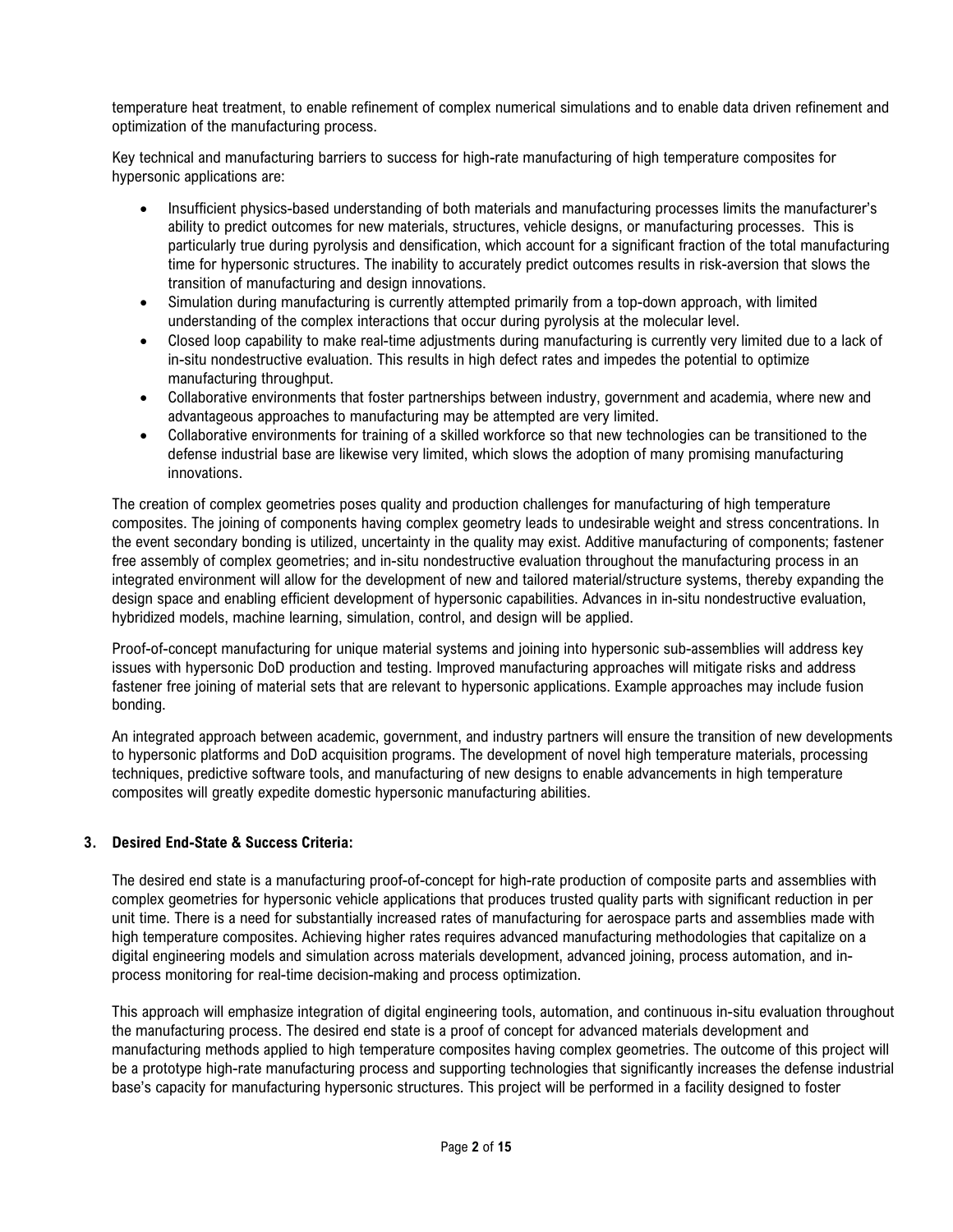temperature heat treatment, to enable refinement of complex numerical simulations and to enable data driven refinement and optimization of the manufacturing process.

Key technical and manufacturing barriers to success for high-rate manufacturing of high temperature composites for hypersonic applications are:

- Insufficient physics-based understanding of both materials and manufacturing processes limits the manufacturer's ability to predict outcomes for new materials, structures, vehicle designs, or manufacturing processes. This is particularly true during pyrolysis and densification, which account for a significant fraction of the total manufacturing time for hypersonic structures. The inability to accurately predict outcomes results in risk-aversion that slows the transition of manufacturing and design innovations.
- Simulation during manufacturing is currently attempted primarily from a top-down approach, with limited understanding of the complex interactions that occur during pyrolysis at the molecular level.
- Closed loop capability to make real-time adjustments during manufacturing is currently very limited due to a lack of in-situ nondestructive evaluation. This results in high defect rates and impedes the potential to optimize manufacturing throughput.
- Collaborative environments that foster partnerships between industry, government and academia, where new and advantageous approaches to manufacturing may be attempted are very limited.
- Collaborative environments for training of a skilled workforce so that new technologies can be transitioned to the defense industrial base are likewise very limited, which slows the adoption of many promising manufacturing innovations.

The creation of complex geometries poses quality and production challenges for manufacturing of high temperature composites. The joining of components having complex geometry leads to undesirable weight and stress concentrations. In the event secondary bonding is utilized, uncertainty in the quality may exist. Additive manufacturing of components; fastener free assembly of complex geometries; and in-situ nondestructive evaluation throughout the manufacturing process in an integrated environment will allow for the development of new and tailored material/structure systems, thereby expanding the design space and enabling efficient development of hypersonic capabilities. Advances in in-situ nondestructive evaluation, hybridized models, machine learning, simulation, control, and design will be applied.

Proof-of-concept manufacturing for unique material systems and joining into hypersonic sub-assemblies will address key issues with hypersonic DoD production and testing. Improved manufacturing approaches will mitigate risks and address fastener free joining of material sets that are relevant to hypersonic applications. Example approaches may include fusion bonding.

An integrated approach between academic, government, and industry partners will ensure the transition of new developments to hypersonic platforms and DoD acquisition programs. The development of novel high temperature materials, processing techniques, predictive software tools, and manufacturing of new designs to enable advancements in high temperature composites will greatly expedite domestic hypersonic manufacturing abilities.

### 3. Desired End-State & Success Criteria:

The desired end state is a manufacturing proof-of-concept for high-rate production of composite parts and assemblies with complex geometries for hypersonic vehicle applications that produces trusted quality parts with significant reduction in per unit time. There is a need for substantially increased rates of manufacturing for aerospace parts and assemblies made with high temperature composites. Achieving higher rates requires advanced manufacturing methodologies that capitalize on a digital engineering models and simulation across materials development, advanced joining, process automation, and in-process monitoring for real-time decision-making and process optimization.

This approach will emphasize integration of digital engineering tools, automation, and continuous in-situ evaluation throughout the manufacturing process. The desired end state is a proof of concept for advanced materials development and manufacturing methods applied to high temperature composites having complex geometries. The outcome of this project will be a prototype high-rate manufacturing process and supporting technologies that significantly increases the defense industrial base's capacity for manufacturing hypersonic structures. This project will be performed in a facility designed to foster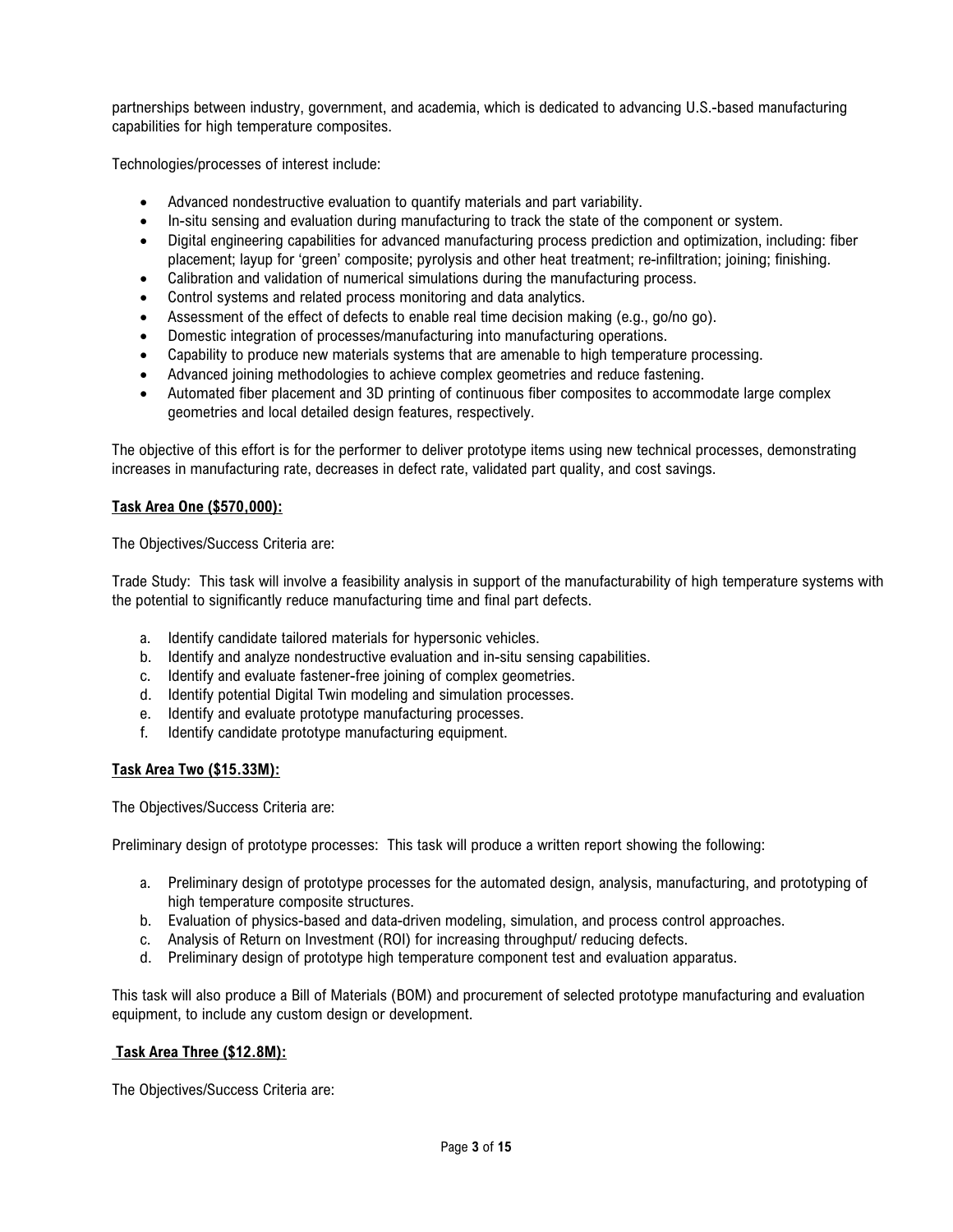partnerships between industry, government, and academia, which is dedicated to advancing U.S.-based manufacturing capabilities for high temperature composites.

Technologies/processes of interest include:

- Advanced nondestructive evaluation to quantify materials and part variability.
- In-situ sensing and evaluation during manufacturing to track the state of the component or system.
- Digital engineering capabilities for advanced manufacturing process prediction and optimization, including: fiber placement; layup for 'green' composite; pyrolysis and other heat treatment; re-infiltration; joining; finishing.
- Calibration and validation of numerical simulations during the manufacturing process.
- Control systems and related process monitoring and data analytics.
- Assessment of the effect of defects to enable real time decision making (e.g., go/no go).
- Domestic integration of processes/manufacturing into manufacturing operations.
- Capability to produce new materials systems that are amenable to high temperature processing.
- Advanced joining methodologies to achieve complex geometries and reduce fastening.
- Automated fiber placement and 3D printing of continuous fiber composites to accommodate large complex geometries and local detailed design features, respectively.

The objective of this effort is for the performer to deliver prototype items using new technical processes, demonstrating increases in manufacturing rate, decreases in defect rate, validated part quality, and cost savings.

**Task Area One ($570,000):**

The Objectives/Success Criteria are:

Trade Study: This task will involve a feasibility analysis in support of the manufacturability of high temperature systems with the potential to significantly reduce manufacturing time and final part defects.

a. Identify candidate tailored materials for hypersonic vehicles.
b. Identify and analyze nondestructive evaluation and in-situ sensing capabilities.
c. Identify and evaluate fastener-free joining of complex geometries.
d. Identify potential Digital Twin modeling and simulation processes.
e. Identify and evaluate prototype manufacturing processes.
f. Identify candidate prototype manufacturing equipment.

**Task Area Two ($15.33M):**

The Objectives/Success Criteria are:

Preliminary design of prototype processes: This task will produce a written report showing the following:

a. Preliminary design of prototype processes for the automated design, analysis, manufacturing, and prototyping of high temperature composite structures.
b. Evaluation of physics-based and data-driven modeling, simulation, and process control approaches.
c. Analysis of Return on Investment (ROI) for increasing throughput/ reducing defects.
d. Preliminary design of prototype high temperature component test and evaluation apparatus.

This task will also produce a Bill of Materials (BOM) and procurement of selected prototype manufacturing and evaluation equipment, to include any custom design or development.

**Task Area Three ($12.8M):**

The Objectives/Success Criteria are: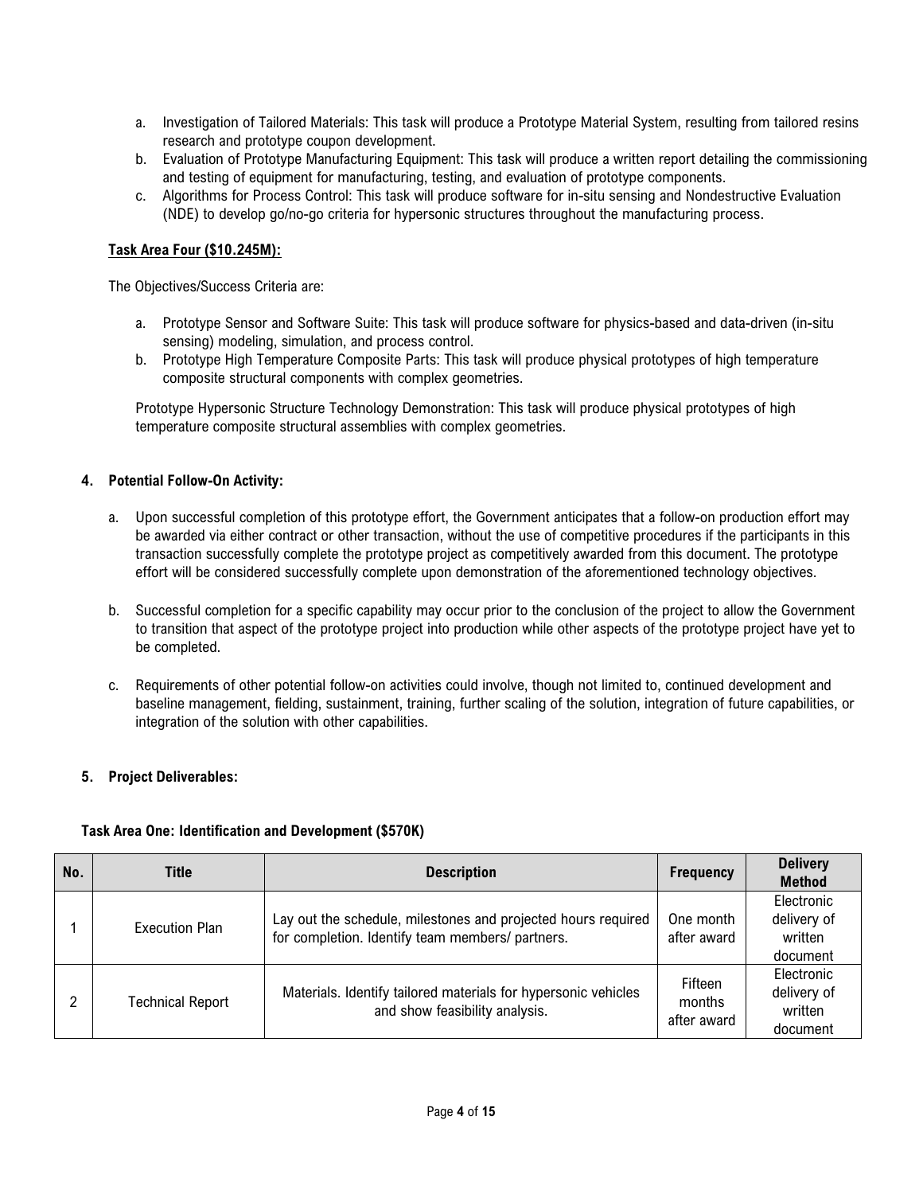a. Investigation of Tailored Materials: This task will produce a Prototype Material System, resulting from tailored resins research and prototype coupon development.
b. Evaluation of Prototype Manufacturing Equipment: This task will produce a written report detailing the commissioning and testing of equipment for manufacturing, testing, and evaluation of prototype components.
c. Algorithms for Process Control: This task will produce software for in-situ sensing and Nondestructive Evaluation (NDE) to develop go/no-go criteria for hypersonic structures throughout the manufacturing process.

**Task Area Four ($10.245M):**

The Objectives/Success Criteria are:

a. Prototype Sensor and Software Suite: This task will produce software for physics-based and data-driven (in-situ sensing) modeling, simulation, and process control.
b. Prototype High Temperature Composite Parts: This task will produce physical prototypes of high temperature composite structural components with complex geometries.

Prototype Hypersonic Structure Technology Demonstration: This task will produce physical prototypes of high temperature composite structural assemblies with complex geometries.

## 4. Potential Follow-On Activity:

a. Upon successful completion of this prototype effort, the Government anticipates that a follow-on production effort may be awarded via either contract or other transaction, without the use of competitive procedures if the participants in this transaction successfully complete the prototype project as competitively awarded from this document. The prototype effort will be considered successfully complete upon demonstration of the aforementioned technology objectives.

b. Successful completion for a specific capability may occur prior to the conclusion of the project to allow the Government to transition that aspect of the prototype project into production while other aspects of the prototype project have yet to be completed.

c. Requirements of other potential follow-on activities could involve, though not limited to, continued development and baseline management, fielding, sustainment, training, further scaling of the solution, integration of future capabilities, or integration of the solution with other capabilities.

## 5. Project Deliverables:

**Task Area One: Identification and Development ($570K)**

| No. | Title | Description | Frequency | Delivery Method |
|---|---|---|---|---|
| 1 | Execution Plan | Lay out the schedule, milestones and projected hours required for completion. Identify team members/ partners. | One month after award | Electronic delivery of written document |
| 2 | Technical Report | Materials. Identify tailored materials for hypersonic vehicles and show feasibility analysis. | Fifteen months after award | Electronic delivery of written document |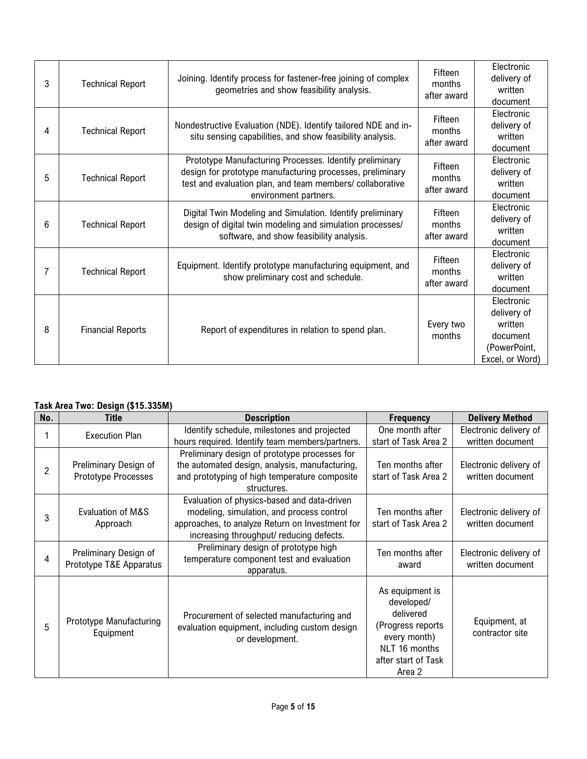| | | | | |
|---|---|---|---|---|
| 3 | Technical Report | Joining. Identify process for fastener-free joining of complex geometries and show feasibility analysis. | Fifteen months after award | Electronic delivery of written document |
| 4 | Technical Report | Nondestructive Evaluation (NDE). Identify tailored NDE and in-situ sensing capabilities, and show feasibility analysis. | Fifteen months after award | Electronic delivery of written document |
| 5 | Technical Report | Prototype Manufacturing Processes. Identify preliminary design for prototype manufacturing processes, preliminary test and evaluation plan, and team members/ collaborative environment partners. | Fifteen months after award | Electronic delivery of written document |
| 6 | Technical Report | Digital Twin Modeling and Simulation. Identify preliminary design of digital twin modeling and simulation processes/ software, and show feasibility analysis. | Fifteen months after award | Electronic delivery of written document |
| 7 | Technical Report | Equipment. Identify prototype manufacturing equipment, and show preliminary cost and schedule. | Fifteen months after award | Electronic delivery of written document |
| 8 | Financial Reports | Report of expenditures in relation to spend plan. | Every two months | Electronic delivery of written document (PowerPoint, Excel, or Word) |

**Task Area Two: Design ($15.335M)**

| No. | Title | Description | Frequency | Delivery Method |
|---|---|---|---|---|
| 1 | Execution Plan | Identify schedule, milestones and projected hours required. Identify team members/partners. | One month after start of Task Area 2 | Electronic delivery of written document |
| 2 | Preliminary Design of Prototype Processes | Preliminary design of prototype processes for the automated design, analysis, manufacturing, and prototyping of high temperature composite structures. | Ten months after start of Task Area 2 | Electronic delivery of written document |
| 3 | Evaluation of M&S Approach | Evaluation of physics-based and data-driven modeling, simulation, and process control approaches, to analyze Return on Investment for increasing throughput/ reducing defects. | Ten months after start of Task Area 2 | Electronic delivery of written document |
| 4 | Preliminary Design of Prototype T&E Apparatus | Preliminary design of prototype high temperature component test and evaluation apparatus. | Ten months after award | Electronic delivery of written document |
| 5 | Prototype Manufacturing Equipment | Procurement of selected manufacturing and evaluation equipment, including custom design or development. | As equipment is developed/ delivered (Progress reports every month) NLT 16 months after start of Task Area 2 | Equipment, at contractor site |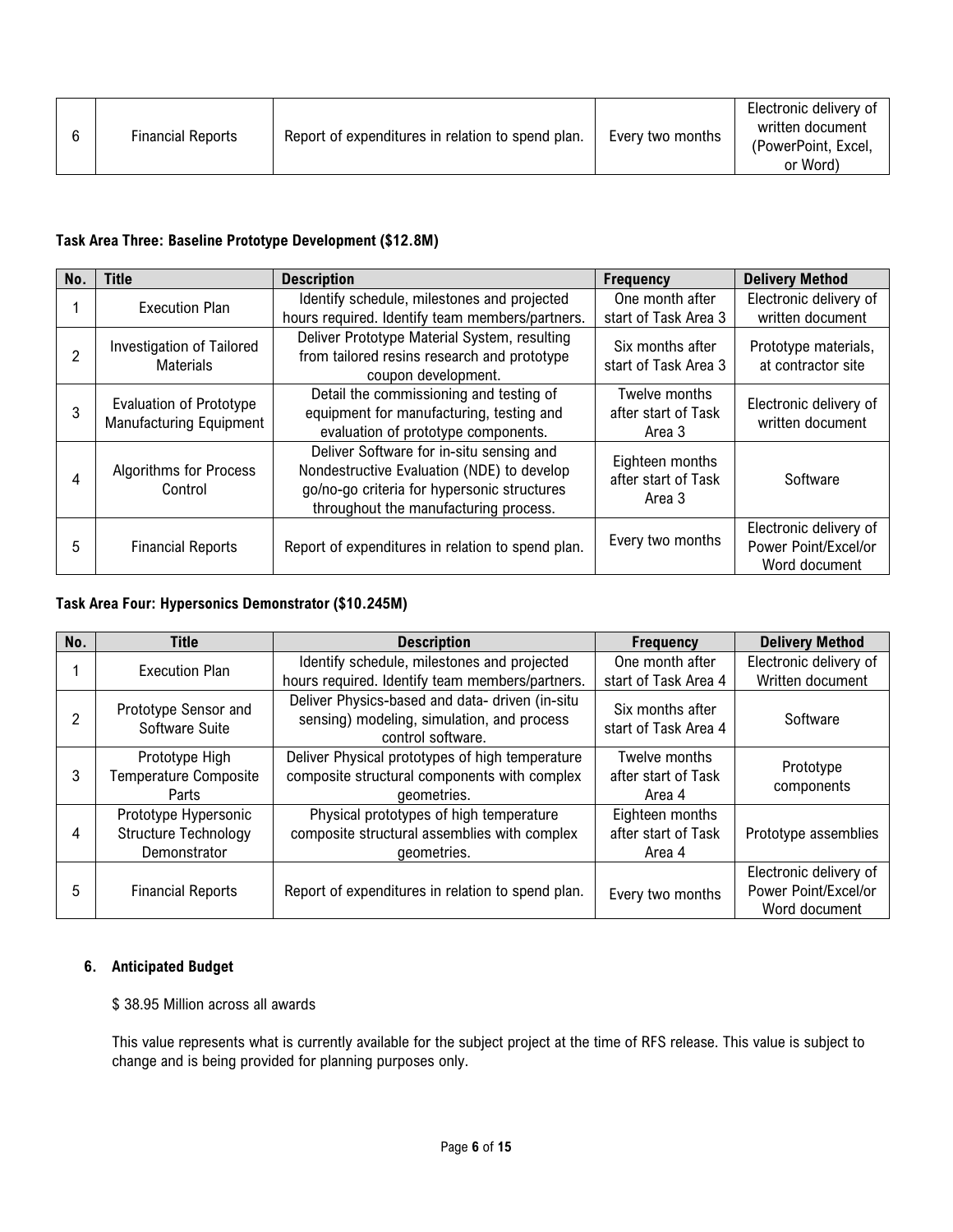| 6 | Financial Reports | Report of expenditures in relation to spend plan. | Every two months | Electronic delivery of written document (PowerPoint, Excel, or Word) |
|---|---|---|---|---|

**Task Area Three: Baseline Prototype Development ($12.8M)**

| No. | Title | Description | Frequency | Delivery Method |
|---|---|---|---|---|
| 1 | Execution Plan | Identify schedule, milestones and projected hours required. Identify team members/partners. | One month after start of Task Area 3 | Electronic delivery of written document |
| 2 | Investigation of Tailored Materials | Deliver Prototype Material System, resulting from tailored resins research and prototype coupon development. | Six months after start of Task Area 3 | Prototype materials, at contractor site |
| 3 | Evaluation of Prototype Manufacturing Equipment | Detail the commissioning and testing of equipment for manufacturing, testing and evaluation of prototype components. | Twelve months after start of Task Area 3 | Electronic delivery of written document |
| 4 | Algorithms for Process Control | Deliver Software for in-situ sensing and Nondestructive Evaluation (NDE) to develop go/no-go criteria for hypersonic structures throughout the manufacturing process. | Eighteen months after start of Task Area 3 | Software |
| 5 | Financial Reports | Report of expenditures in relation to spend plan. | Every two months | Electronic delivery of Power Point/Excel/or Word document |

**Task Area Four: Hypersonics Demonstrator ($10.245M)**

| No. | Title | Description | Frequency | Delivery Method |
|---|---|---|---|---|
| 1 | Execution Plan | Identify schedule, milestones and projected hours required. Identify team members/partners. | One month after start of Task Area 4 | Electronic delivery of Written document |
| 2 | Prototype Sensor and Software Suite | Deliver Physics-based and data- driven (in-situ sensing) modeling, simulation, and process control software. | Six months after start of Task Area 4 | Software |
| 3 | Prototype High Temperature Composite Parts | Deliver Physical prototypes of high temperature composite structural components with complex geometries. | Twelve months after start of Task Area 4 | Prototype components |
| 4 | Prototype Hypersonic Structure Technology Demonstrator | Physical prototypes of high temperature composite structural assemblies with complex geometries. | Eighteen months after start of Task Area 4 | Prototype assemblies |
| 5 | Financial Reports | Report of expenditures in relation to spend plan. | Every two months | Electronic delivery of Power Point/Excel/or Word document |

**6. Anticipated Budget**

$ 38.95 Million across all awards

This value represents what is currently available for the subject project at the time of RFS release. This value is subject to change and is being provided for planning purposes only.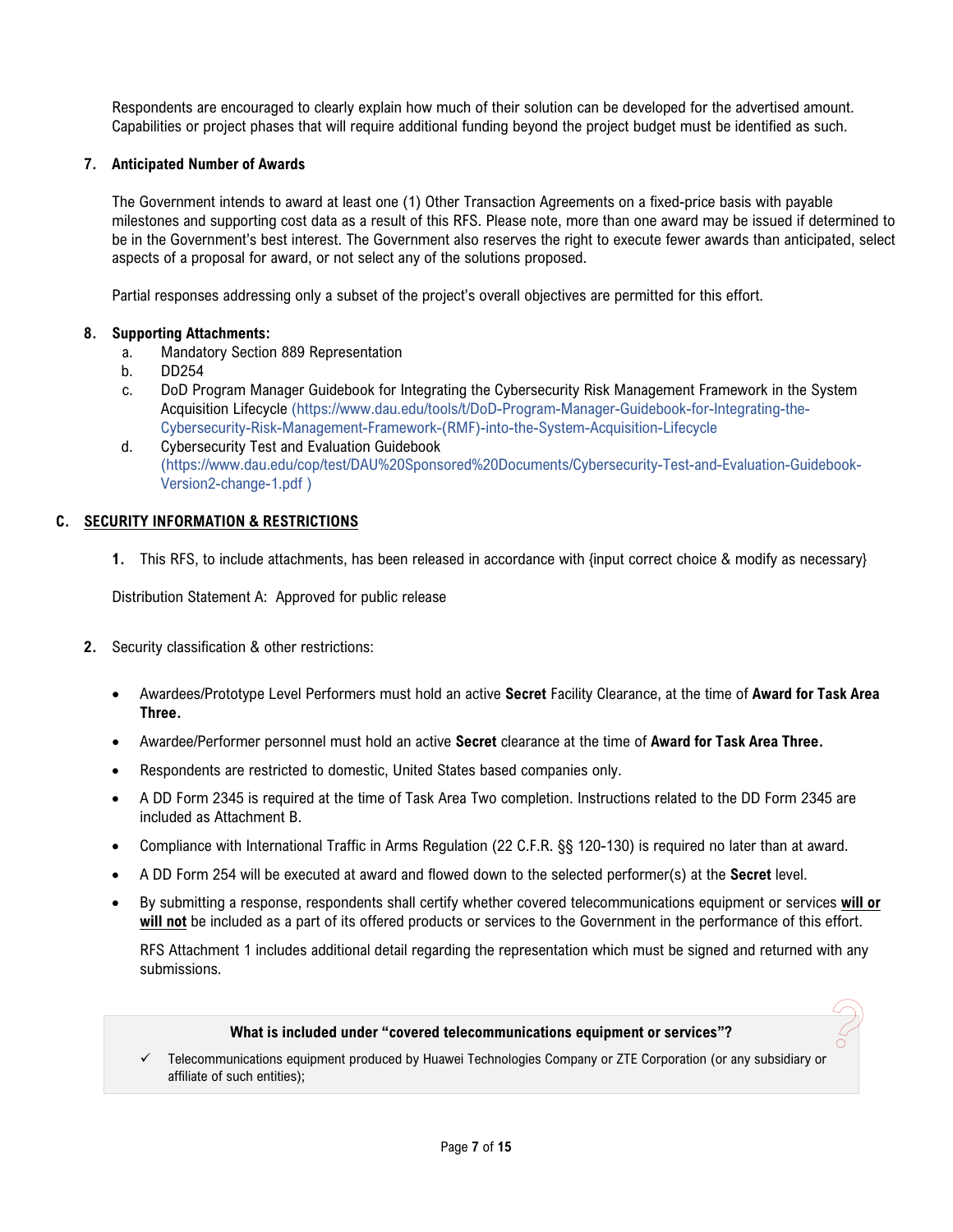Respondents are encouraged to clearly explain how much of their solution can be developed for the advertised amount. Capabilities or project phases that will require additional funding beyond the project budget must be identified as such.

**7. Anticipated Number of Awards**

The Government intends to award at least one (1) Other Transaction Agreements on a fixed-price basis with payable milestones and supporting cost data as a result of this RFS. Please note, more than one award may be issued if determined to be in the Government's best interest. The Government also reserves the right to execute fewer awards than anticipated, select aspects of a proposal for award, or not select any of the solutions proposed.

Partial responses addressing only a subset of the project's overall objectives are permitted for this effort.

**8. Supporting Attachments:**

a. Mandatory Section 889 Representation
b. DD254
c. DoD Program Manager Guidebook for Integrating the Cybersecurity Risk Management Framework in the System Acquisition Lifecycle (https://www.dau.edu/tools/t/DoD-Program-Manager-Guidebook-for-Integrating-the-Cybersecurity-Risk-Management-Framework-(RMF)-into-the-System-Acquisition-Lifecycle
d. Cybersecurity Test and Evaluation Guidebook (https://www.dau.edu/cop/test/DAU%20Sponsored%20Documents/Cybersecurity-Test-and-Evaluation-Guidebook-Version2-change-1.pdf )

## C. SECURITY INFORMATION & RESTRICTIONS

**1.** This RFS, to include attachments, has been released in accordance with {input correct choice & modify as necessary}

Distribution Statement A: Approved for public release

**2.** Security classification & other restrictions:

- Awardees/Prototype Level Performers must hold an active **Secret** Facility Clearance, at the time of **Award for Task Area Three.**
- Awardee/Performer personnel must hold an active **Secret** clearance at the time of **Award for Task Area Three.**
- Respondents are restricted to domestic, United States based companies only.
- A DD Form 2345 is required at the time of Task Area Two completion. Instructions related to the DD Form 2345 are included as Attachment B.
- Compliance with International Traffic in Arms Regulation (22 C.F.R. §§ 120-130) is required no later than at award.
- A DD Form 254 will be executed at award and flowed down to the selected performer(s) at the **Secret** level.
- By submitting a response, respondents shall certify whether covered telecommunications equipment or services **will or will not** be included as a part of its offered products or services to the Government in the performance of this effort.

  RFS Attachment 1 includes additional detail regarding the representation which must be signed and returned with any submissions.

**What is included under "covered telecommunications equipment or services"?**

- ✓ Telecommunications equipment produced by Huawei Technologies Company or ZTE Corporation (or any subsidiary or affiliate of such entities);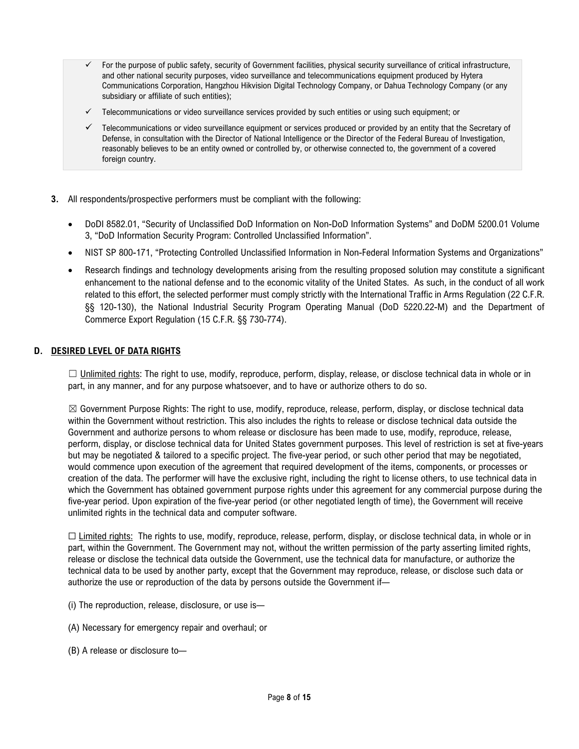- ✓ For the purpose of public safety, security of Government facilities, physical security surveillance of critical infrastructure, and other national security purposes, video surveillance and telecommunications equipment produced by Hytera Communications Corporation, Hangzhou Hikvision Digital Technology Company, or Dahua Technology Company (or any subsidiary or affiliate of such entities);
- ✓ Telecommunications or video surveillance services provided by such entities or using such equipment; or
- ✓ Telecommunications or video surveillance equipment or services produced or provided by an entity that the Secretary of Defense, in consultation with the Director of National Intelligence or the Director of the Federal Bureau of Investigation, reasonably believes to be an entity owned or controlled by, or otherwise connected to, the government of a covered foreign country.

**3.** All respondents/prospective performers must be compliant with the following:

- DoDI 8582.01, "Security of Unclassified DoD Information on Non-DoD Information Systems" and DoDM 5200.01 Volume 3, "DoD Information Security Program: Controlled Unclassified Information".
- NIST SP 800-171, "Protecting Controlled Unclassified Information in Non-Federal Information Systems and Organizations"
- Research findings and technology developments arising from the resulting proposed solution may constitute a significant enhancement to the national defense and to the economic vitality of the United States. As such, in the conduct of all work related to this effort, the selected performer must comply strictly with the International Traffic in Arms Regulation (22 C.F.R. §§ 120-130), the National Industrial Security Program Operating Manual (DoD 5220.22-M) and the Department of Commerce Export Regulation (15 C.F.R. §§ 730-774).

## D. DESIRED LEVEL OF DATA RIGHTS

☐ Unlimited rights: The right to use, modify, reproduce, perform, display, release, or disclose technical data in whole or in part, in any manner, and for any purpose whatsoever, and to have or authorize others to do so.

☒ Government Purpose Rights: The right to use, modify, reproduce, release, perform, display, or disclose technical data within the Government without restriction. This also includes the rights to release or disclose technical data outside the Government and authorize persons to whom release or disclosure has been made to use, modify, reproduce, release, perform, display, or disclose technical data for United States government purposes. This level of restriction is set at five-years but may be negotiated & tailored to a specific project. The five-year period, or such other period that may be negotiated, would commence upon execution of the agreement that required development of the items, components, or processes or creation of the data. The performer will have the exclusive right, including the right to license others, to use technical data in which the Government has obtained government purpose rights under this agreement for any commercial purpose during the five-year period. Upon expiration of the five-year period (or other negotiated length of time), the Government will receive unlimited rights in the technical data and computer software.

☐ Limited rights: The rights to use, modify, reproduce, release, perform, display, or disclose technical data, in whole or in part, within the Government. The Government may not, without the written permission of the party asserting limited rights, release or disclose the technical data outside the Government, use the technical data for manufacture, or authorize the technical data to be used by another party, except that the Government may reproduce, release, or disclose such data or authorize the use or reproduction of the data by persons outside the Government if—

(i) The reproduction, release, disclosure, or use is—

(A) Necessary for emergency repair and overhaul; or

(B) A release or disclosure to—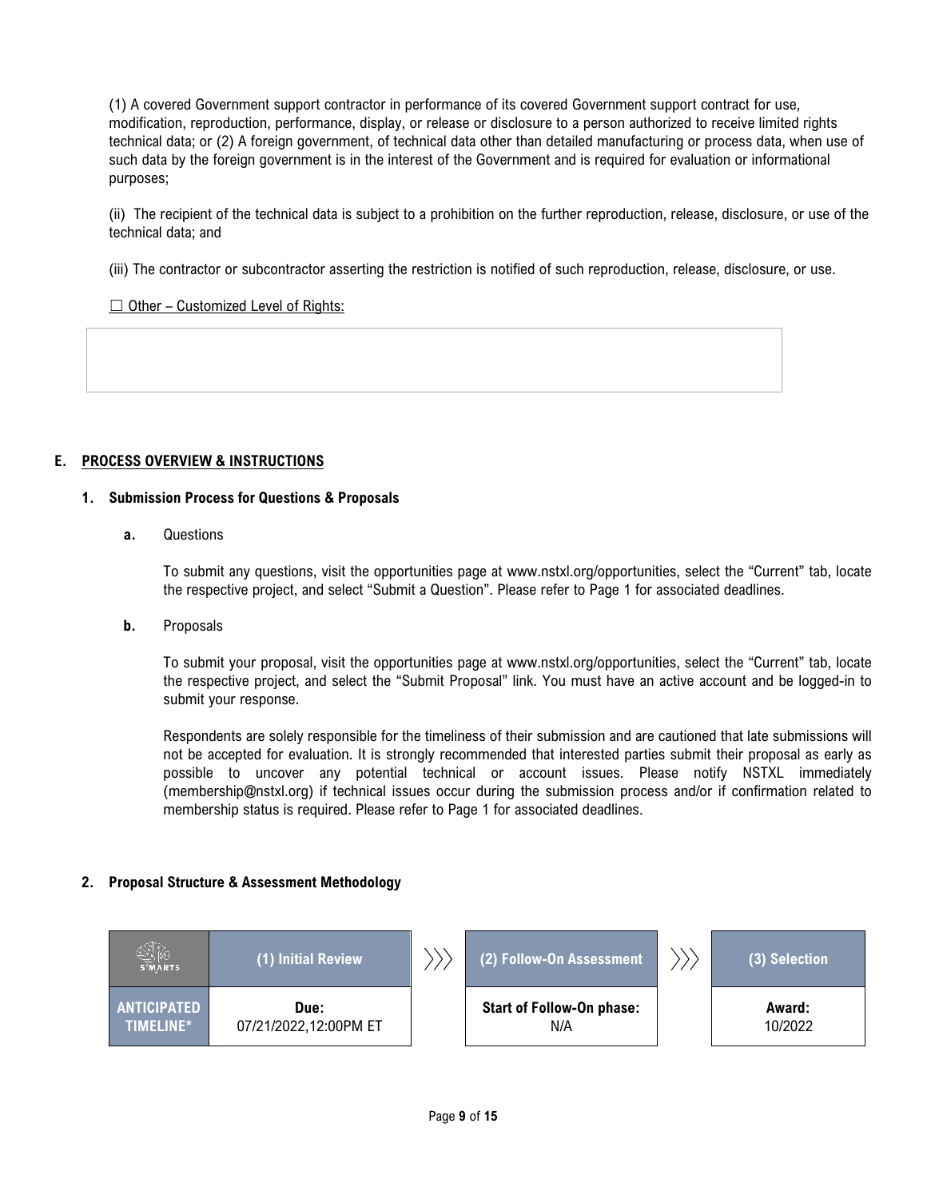(1) A covered Government support contractor in performance of its covered Government support contract for use, modification, reproduction, performance, display, or release or disclosure to a person authorized to receive limited rights technical data; or (2) A foreign government, of technical data other than detailed manufacturing or process data, when use of such data by the foreign government is in the interest of the Government and is required for evaluation or informational purposes;

(ii) The recipient of the technical data is subject to a prohibition on the further reproduction, release, disclosure, or use of the technical data; and

(iii) The contractor or subcontractor asserting the restriction is notified of such reproduction, release, disclosure, or use.

☐ Other – Customized Level of Rights:

## E. PROCESS OVERVIEW & INSTRUCTIONS

### 1. Submission Process for Questions & Proposals

**a.** Questions

To submit any questions, visit the opportunities page at www.nstxl.org/opportunities, select the "Current" tab, locate the respective project, and select "Submit a Question". Please refer to Page 1 for associated deadlines.

**b.** Proposals

To submit your proposal, visit the opportunities page at www.nstxl.org/opportunities, select the "Current" tab, locate the respective project, and select the "Submit Proposal" link. You must have an active account and be logged-in to submit your response.

Respondents are solely responsible for the timeliness of their submission and are cautioned that late submissions will not be accepted for evaluation. It is strongly recommended that interested parties submit their proposal as early as possible to uncover any potential technical or account issues. Please notify NSTXL immediately (membership@nstxl.org) if technical issues occur during the submission process and/or if confirmation related to membership status is required. Please refer to Page 1 for associated deadlines.

### 2. Proposal Structure & Assessment Methodology

| S²MARTS | (1) Initial Review | ››› | (2) Follow-On Assessment | ››› | (3) Selection |
|---|---|---|---|---|---|
| **ANTICIPATED TIMELINE*** | **Due:** 07/21/2022,12:00PM ET | | **Start of Follow-On phase:** N/A | | **Award:** 10/2022 |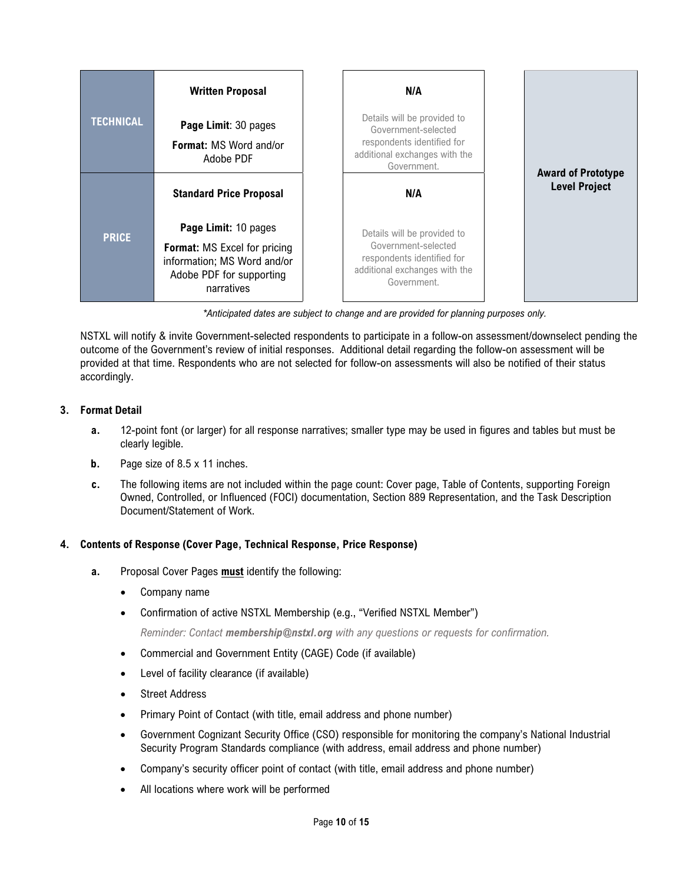| | | | |
|---|---|---|---|
| **TECHNICAL** | **Written Proposal**<br><br>**Page Limit**: 30 pages<br>**Format:** MS Word and/or Adobe PDF | **N/A**<br><br>Details will be provided to Government-selected respondents identified for additional exchanges with the Government. | **Award of Prototype Level Project** |
| **PRICE** | **Standard Price Proposal**<br><br>**Page Limit:** 10 pages<br>**Format:** MS Excel for pricing information; MS Word and/or Adobe PDF for supporting narratives | **N/A**<br><br>Details will be provided to Government-selected respondents identified for additional exchanges with the Government. | |

*\*Anticipated dates are subject to change and are provided for planning purposes only.*

NSTXL will notify & invite Government-selected respondents to participate in a follow-on assessment/downselect pending the outcome of the Government's review of initial responses. Additional detail regarding the follow-on assessment will be provided at that time. Respondents who are not selected for follow-on assessments will also be notified of their status accordingly.

**3. Format Detail**

- **a.** 12-point font (or larger) for all response narratives; smaller type may be used in figures and tables but must be clearly legible.
- **b.** Page size of 8.5 x 11 inches.
- **c.** The following items are not included within the page count: Cover page, Table of Contents, supporting Foreign Owned, Controlled, or Influenced (FOCI) documentation, Section 889 Representation, and the Task Description Document/Statement of Work.

**4. Contents of Response (Cover Page, Technical Response, Price Response)**

- **a.** Proposal Cover Pages **<u>must</u>** identify the following:
  - Company name
  - Confirmation of active NSTXL Membership (e.g., "Verified NSTXL Member")

    *Reminder: Contact **membership@nstxl.org** with any questions or requests for confirmation.*
  - Commercial and Government Entity (CAGE) Code (if available)
  - Level of facility clearance (if available)
  - Street Address
  - Primary Point of Contact (with title, email address and phone number)
  - Government Cognizant Security Office (CSO) responsible for monitoring the company's National Industrial Security Program Standards compliance (with address, email address and phone number)
  - Company's security officer point of contact (with title, email address and phone number)
  - All locations where work will be performed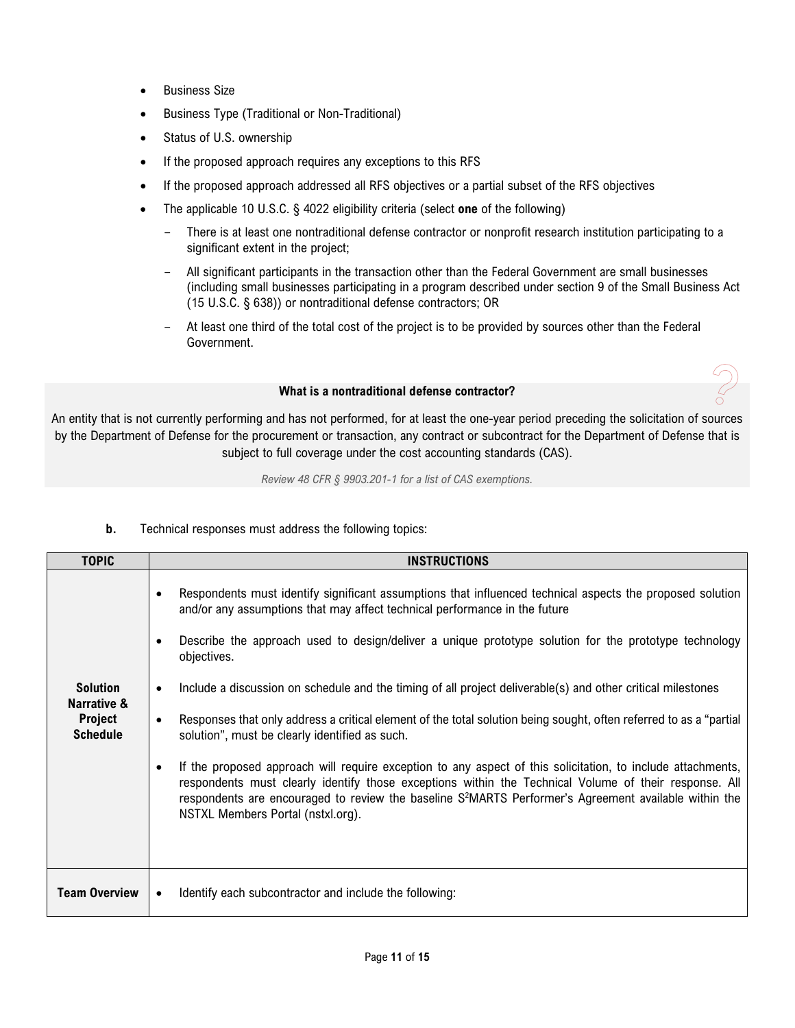- Business Size
- Business Type (Traditional or Non-Traditional)
- Status of U.S. ownership
- If the proposed approach requires any exceptions to this RFS
- If the proposed approach addressed all RFS objectives or a partial subset of the RFS objectives
- The applicable 10 U.S.C. § 4022 eligibility criteria (select **one** of the following)
  - There is at least one nontraditional defense contractor or nonprofit research institution participating to a significant extent in the project;
  - All significant participants in the transaction other than the Federal Government are small businesses (including small businesses participating in a program described under section 9 of the Small Business Act (15 U.S.C. § 638)) or nontraditional defense contractors; OR
  - At least one third of the total cost of the project is to be provided by sources other than the Federal Government.

**What is a nontraditional defense contractor?**

An entity that is not currently performing and has not performed, for at least the one-year period preceding the solicitation of sources by the Department of Defense for the procurement or transaction, any contract or subcontract for the Department of Defense that is subject to full coverage under the cost accounting standards (CAS).

*Review 48 CFR § 9903.201-1 for a list of CAS exemptions.*

**b.** Technical responses must address the following topics:

| TOPIC | INSTRUCTIONS |
|---|---|
| **Solution Narrative & Project Schedule** | • Respondents must identify significant assumptions that influenced technical aspects the proposed solution and/or any assumptions that may affect technical performance in the future<br>• Describe the approach used to design/deliver a unique prototype solution for the prototype technology objectives.<br>• Include a discussion on schedule and the timing of all project deliverable(s) and other critical milestones<br>• Responses that only address a critical element of the total solution being sought, often referred to as a "partial solution", must be clearly identified as such.<br>• If the proposed approach will require exception to any aspect of this solicitation, to include attachments, respondents must clearly identify those exceptions within the Technical Volume of their response. All respondents are encouraged to review the baseline S²MARTS Performer's Agreement available within the NSTXL Members Portal (nstxl.org). |
| **Team Overview** | • Identify each subcontractor and include the following: |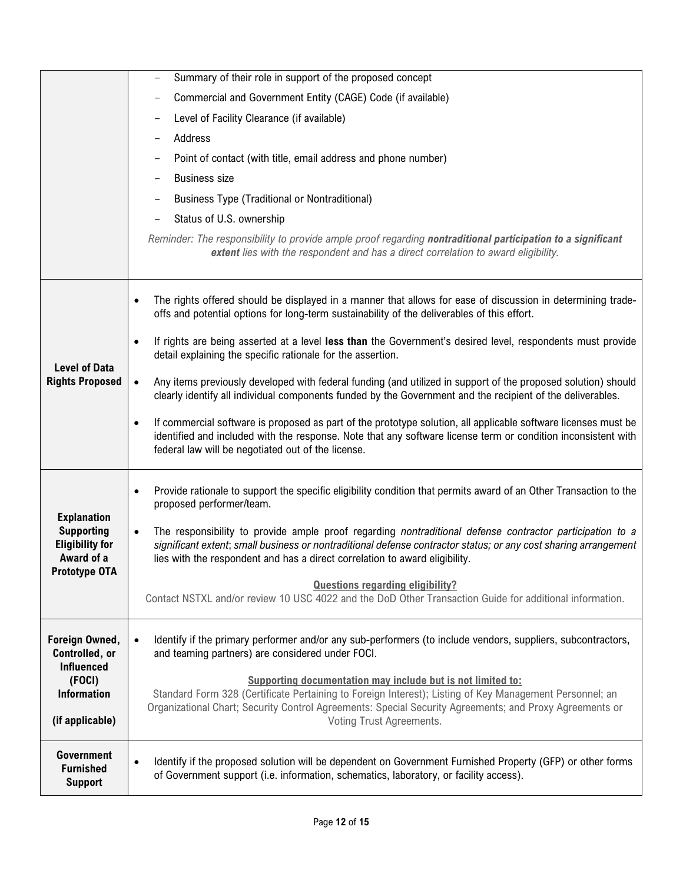| | |
|---|---|
| | – Summary of their role in support of the proposed concept<br>– Commercial and Government Entity (CAGE) Code (if available)<br>– Level of Facility Clearance (if available)<br>– Address<br>– Point of contact (with title, email address and phone number)<br>– Business size<br>– Business Type (Traditional or Nontraditional)<br>– Status of U.S. ownership<br><br>*Reminder: The responsibility to provide ample proof regarding **nontraditional participation to a significant extent** lies with the respondent and has a direct correlation to award eligibility.* |
| **Level of Data Rights Proposed** | • The rights offered should be displayed in a manner that allows for ease of discussion in determining trade-offs and potential options for long-term sustainability of the deliverables of this effort.<br><br>• If rights are being asserted at a level **less than** the Government's desired level, respondents must provide detail explaining the specific rationale for the assertion.<br><br>• Any items previously developed with federal funding (and utilized in support of the proposed solution) should clearly identify all individual components funded by the Government and the recipient of the deliverables.<br><br>• If commercial software is proposed as part of the prototype solution, all applicable software licenses must be identified and included with the response. Note that any software license term or condition inconsistent with federal law will be negotiated out of the license. |
| **Explanation Supporting Eligibility for Award of a Prototype OTA** | • Provide rationale to support the specific eligibility condition that permits award of an Other Transaction to the proposed performer/team.<br><br>• The responsibility to provide ample proof regarding *nontraditional defense contractor participation to a significant extent*; *small business or nontraditional defense contractor status; or any cost sharing arrangement* lies with the respondent and has a direct correlation to award eligibility.<br><br>**Questions regarding eligibility?**<br>Contact NSTXL and/or review 10 USC 4022 and the DoD Other Transaction Guide for additional information. |
| **Foreign Owned, Controlled, or Influenced (FOCI) Information**<br><br>**(if applicable)** | • Identify if the primary performer and/or any sub-performers (to include vendors, suppliers, subcontractors, and teaming partners) are considered under FOCI.<br><br>**Supporting documentation may include but is not limited to:**<br>Standard Form 328 (Certificate Pertaining to Foreign Interest); Listing of Key Management Personnel; an Organizational Chart; Security Control Agreements: Special Security Agreements; and Proxy Agreements or Voting Trust Agreements. |
| **Government Furnished Support** | • Identify if the proposed solution will be dependent on Government Furnished Property (GFP) or other forms of Government support (i.e. information, schematics, laboratory, or facility access). |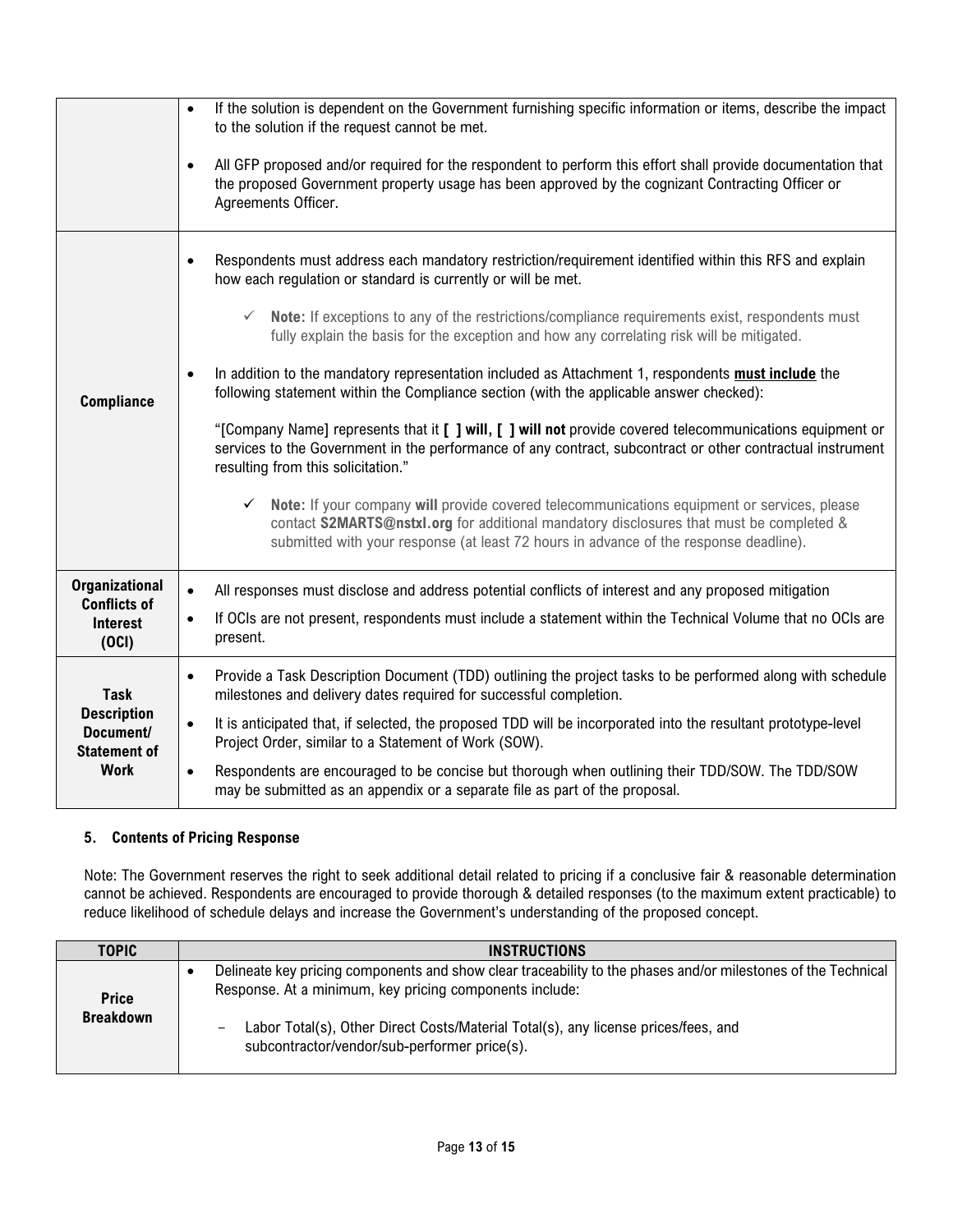| | |
|---|---|
| | • If the solution is dependent on the Government furnishing specific information or items, describe the impact to the solution if the request cannot be met.<br><br>• All GFP proposed and/or required for the respondent to perform this effort shall provide documentation that the proposed Government property usage has been approved by the cognizant Contracting Officer or Agreements Officer. |
| **Compliance** | • Respondents must address each mandatory restriction/requirement identified within this RFS and explain how each regulation or standard is currently or will be met.<br><br>✓ **Note:** If exceptions to any of the restrictions/compliance requirements exist, respondents must fully explain the basis for the exception and how any correlating risk will be mitigated.<br><br>• In addition to the mandatory representation included as Attachment 1, respondents **must include** the following statement within the Compliance section (with the applicable answer checked):<br><br>"[Company Name] represents that it **[ ] will, [ ] will not** provide covered telecommunications equipment or services to the Government in the performance of any contract, subcontract or other contractual instrument resulting from this solicitation."<br><br>✓ **Note:** If your company **will** provide covered telecommunications equipment or services, please contact **S2MARTS@nstxl.org** for additional mandatory disclosures that must be completed & submitted with your response (at least 72 hours in advance of the response deadline). |
| **Organizational Conflicts of Interest (OCI)** | • All responses must disclose and address potential conflicts of interest and any proposed mitigation<br><br>• If OCIs are not present, respondents must include a statement within the Technical Volume that no OCIs are present. |
| **Task Description Document/ Statement of Work** | • Provide a Task Description Document (TDD) outlining the project tasks to be performed along with schedule milestones and delivery dates required for successful completion.<br><br>• It is anticipated that, if selected, the proposed TDD will be incorporated into the resultant prototype-level Project Order, similar to a Statement of Work (SOW).<br><br>• Respondents are encouraged to be concise but thorough when outlining their TDD/SOW. The TDD/SOW may be submitted as an appendix or a separate file as part of the proposal. |

### 5. Contents of Pricing Response

Note: The Government reserves the right to seek additional detail related to pricing if a conclusive fair & reasonable determination cannot be achieved. Respondents are encouraged to provide thorough & detailed responses (to the maximum extent practicable) to reduce likelihood of schedule delays and increase the Government's understanding of the proposed concept.

| TOPIC | INSTRUCTIONS |
|---|---|
| **Price Breakdown** | • Delineate key pricing components and show clear traceability to the phases and/or milestones of the Technical Response. At a minimum, key pricing components include:<br><br>– Labor Total(s), Other Direct Costs/Material Total(s), any license prices/fees, and subcontractor/vendor/sub-performer price(s). |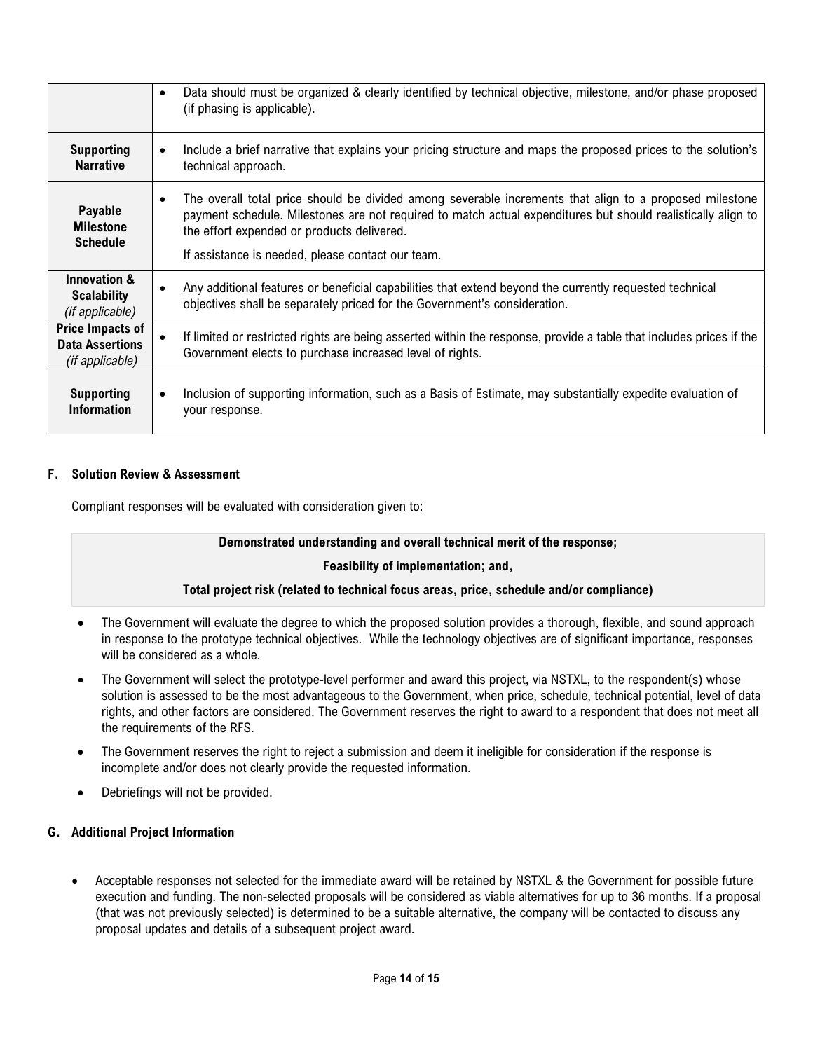| | |
|---|---|
| | • Data should must be organized & clearly identified by technical objective, milestone, and/or phase proposed (if phasing is applicable). |
| **Supporting Narrative** | • Include a brief narrative that explains your pricing structure and maps the proposed prices to the solution's technical approach. |
| **Payable Milestone Schedule** | • The overall total price should be divided among severable increments that align to a proposed milestone payment schedule. Milestones are not required to match actual expenditures but should realistically align to the effort expended or products delivered. If assistance is needed, please contact our team. |
| **Innovation & Scalability** *(if applicable)* | • Any additional features or beneficial capabilities that extend beyond the currently requested technical objectives shall be separately priced for the Government's consideration. |
| **Price Impacts of Data Assertions** *(if applicable)* | • If limited or restricted rights are being asserted within the response, provide a table that includes prices if the Government elects to purchase increased level of rights. |
| **Supporting Information** | • Inclusion of supporting information, such as a Basis of Estimate, may substantially expedite evaluation of your response. |

## F. Solution Review & Assessment

Compliant responses will be evaluated with consideration given to:

**Demonstrated understanding and overall technical merit of the response;**

**Feasibility of implementation; and,**

**Total project risk (related to technical focus areas, price, schedule and/or compliance)**

- The Government will evaluate the degree to which the proposed solution provides a thorough, flexible, and sound approach in response to the prototype technical objectives. While the technology objectives are of significant importance, responses will be considered as a whole.
- The Government will select the prototype-level performer and award this project, via NSTXL, to the respondent(s) whose solution is assessed to be the most advantageous to the Government, when price, schedule, technical potential, level of data rights, and other factors are considered. The Government reserves the right to award to a respondent that does not meet all the requirements of the RFS.
- The Government reserves the right to reject a submission and deem it ineligible for consideration if the response is incomplete and/or does not clearly provide the requested information.
- Debriefings will not be provided.

## G. Additional Project Information

- Acceptable responses not selected for the immediate award will be retained by NSTXL & the Government for possible future execution and funding. The non-selected proposals will be considered as viable alternatives for up to 36 months. If a proposal (that was not previously selected) is determined to be a suitable alternative, the company will be contacted to discuss any proposal updates and details of a subsequent project award.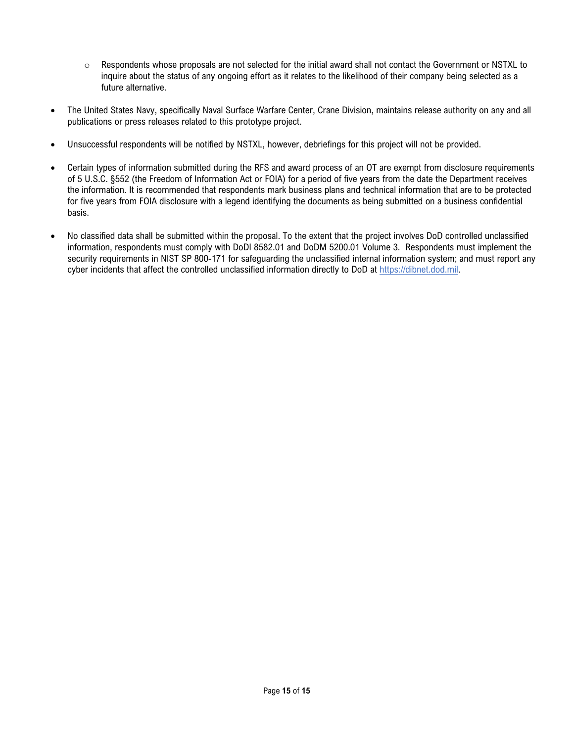- Respondents whose proposals are not selected for the initial award shall not contact the Government or NSTXL to inquire about the status of any ongoing effort as it relates to the likelihood of their company being selected as a future alternative.

- The United States Navy, specifically Naval Surface Warfare Center, Crane Division, maintains release authority on any and all publications or press releases related to this prototype project.

- Unsuccessful respondents will be notified by NSTXL, however, debriefings for this project will not be provided.

- Certain types of information submitted during the RFS and award process of an OT are exempt from disclosure requirements of 5 U.S.C. §552 (the Freedom of Information Act or FOIA) for a period of five years from the date the Department receives the information. It is recommended that respondents mark business plans and technical information that are to be protected for five years from FOIA disclosure with a legend identifying the documents as being submitted on a business confidential basis.

- No classified data shall be submitted within the proposal. To the extent that the project involves DoD controlled unclassified information, respondents must comply with DoDI 8582.01 and DoDM 5200.01 Volume 3. Respondents must implement the security requirements in NIST SP 800-171 for safeguarding the unclassified internal information system; and must report any cyber incidents that affect the controlled unclassified information directly to DoD at [https://dibnet.dod.mil](https://dibnet.dod.mil).